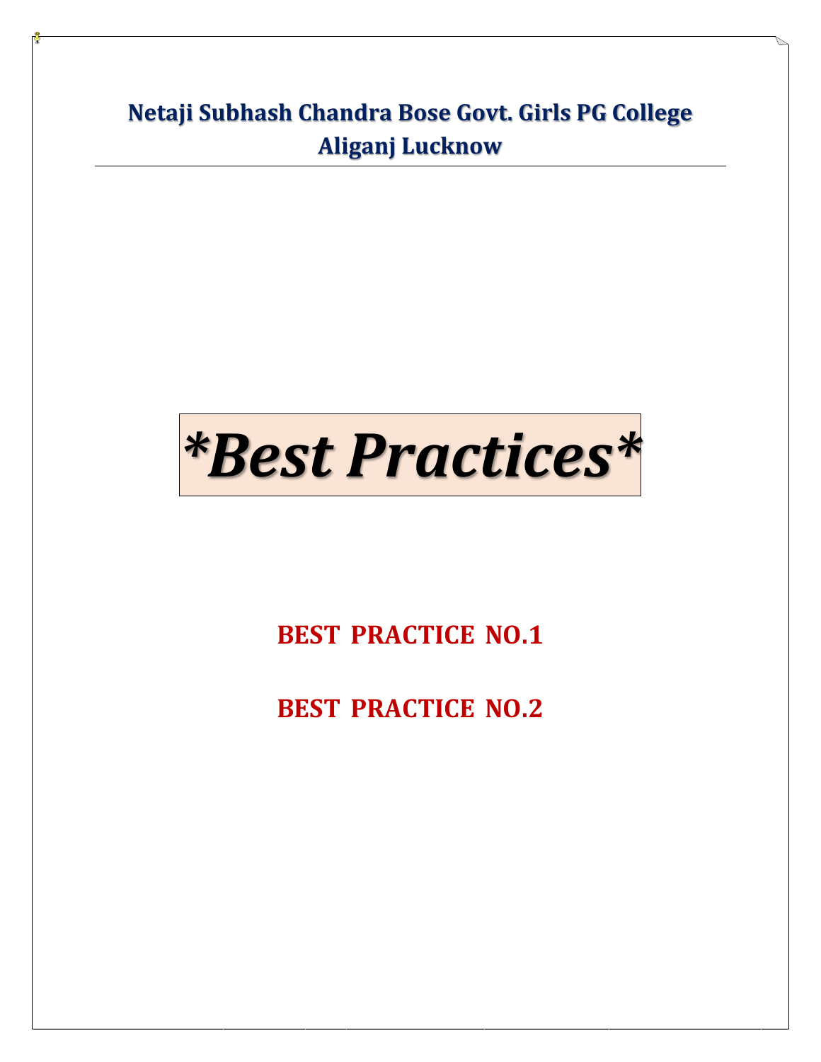# Netaji Subhash Chandra Bose Govt. Girls PG College Aliganj Lucknow

# *\*Best Practices\**

## BEST PRACTICE NO.1

## BEST PRACTICE NO.2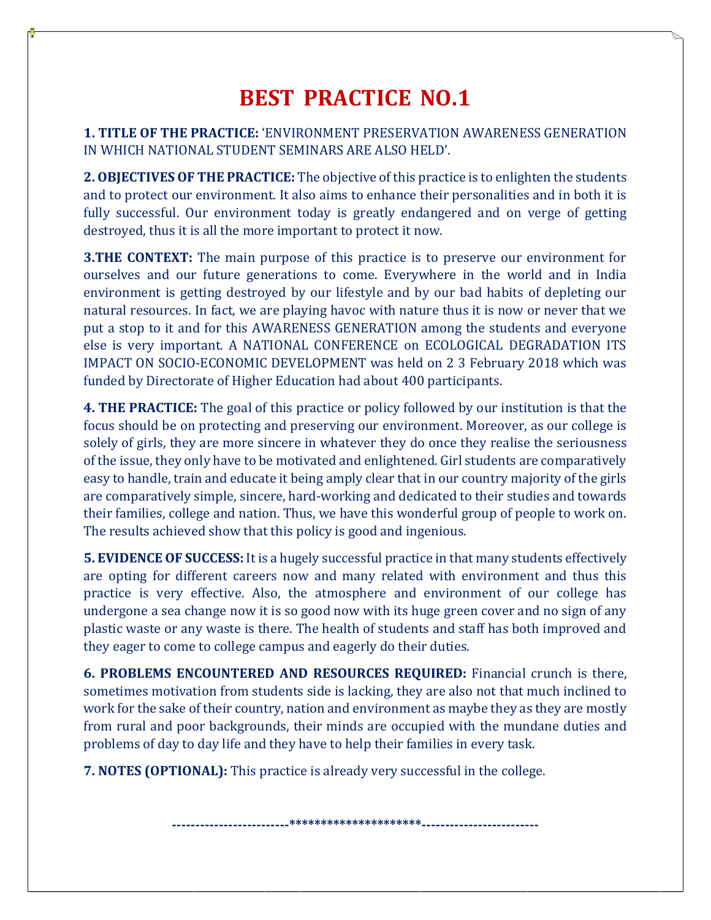# BEST PRACTICE NO.1

**1. TITLE OF THE PRACTICE:** 'ENVIRONMENT PRESERVATION AWARENESS GENERATION IN WHICH NATIONAL STUDENT SEMINARS ARE ALSO HELD'.

**2. OBJECTIVES OF THE PRACTICE:** The objective of this practice is to enlighten the students and to protect our environment. It also aims to enhance their personalities and in both it is fully successful. Our environment today is greatly endangered and on verge of getting destroyed, thus it is all the more important to protect it now.

**3.THE CONTEXT:** The main purpose of this practice is to preserve our environment for ourselves and our future generations to come. Everywhere in the world and in India environment is getting destroyed by our lifestyle and by our bad habits of depleting our natural resources. In fact, we are playing havoc with nature thus it is now or never that we put a stop to it and for this AWARENESS GENERATION among the students and everyone else is very important. A NATIONAL CONFERENCE on ECOLOGICAL DEGRADATION ITS IMPACT ON SOCIO-ECONOMIC DEVELOPMENT was held on 2 3 February 2018 which was funded by Directorate of Higher Education had about 400 participants.

**4. THE PRACTICE:** The goal of this practice or policy followed by our institution is that the focus should be on protecting and preserving our environment. Moreover, as our college is solely of girls, they are more sincere in whatever they do once they realise the seriousness of the issue, they only have to be motivated and enlightened. Girl students are comparatively easy to handle, train and educate it being amply clear that in our country majority of the girls are comparatively simple, sincere, hard-working and dedicated to their studies and towards their families, college and nation. Thus, we have this wonderful group of people to work on. The results achieved show that this policy is good and ingenious.

**5. EVIDENCE OF SUCCESS:** It is a hugely successful practice in that many students effectively are opting for different careers now and many related with environment and thus this practice is very effective. Also, the atmosphere and environment of our college has undergone a sea change now it is so good now with its huge green cover and no sign of any plastic waste or any waste is there. The health of students and staff has both improved and they eager to come to college campus and eagerly do their duties.

**6. PROBLEMS ENCOUNTERED AND RESOURCES REQUIRED:** Financial crunch is there, sometimes motivation from students side is lacking, they are also not that much inclined to work for the sake of their country, nation and environment as maybe they as they are mostly from rural and poor backgrounds, their minds are occupied with the mundane duties and problems of day to day life and they have to help their families in every task.

**7. NOTES (OPTIONAL):** This practice is already very successful in the college.

------------------------**********************------------------------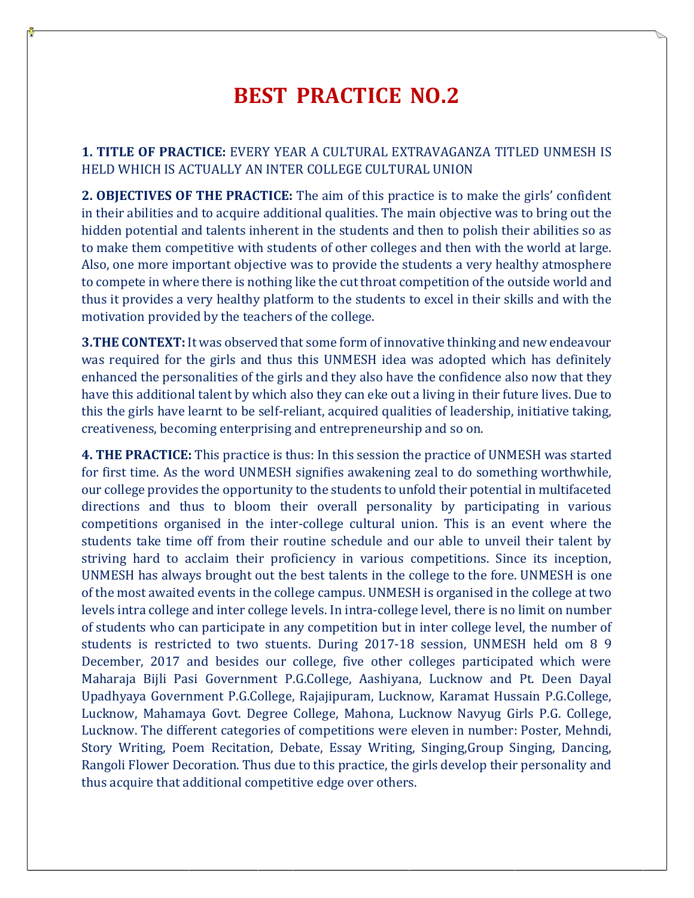# BEST PRACTICE NO.2

**1. TITLE OF PRACTICE:** EVERY YEAR A CULTURAL EXTRAVAGANZA TITLED UNMESH IS HELD WHICH IS ACTUALLY AN INTER COLLEGE CULTURAL UNION

**2. OBJECTIVES OF THE PRACTICE:** The aim of this practice is to make the girls' confident in their abilities and to acquire additional qualities. The main objective was to bring out the hidden potential and talents inherent in the students and then to polish their abilities so as to make them competitive with students of other colleges and then with the world at large. Also, one more important objective was to provide the students a very healthy atmosphere to compete in where there is nothing like the cut throat competition of the outside world and thus it provides a very healthy platform to the students to excel in their skills and with the motivation provided by the teachers of the college.

**3.THE CONTEXT:** It was observed that some form of innovative thinking and new endeavour was required for the girls and thus this UNMESH idea was adopted which has definitely enhanced the personalities of the girls and they also have the confidence also now that they have this additional talent by which also they can eke out a living in their future lives. Due to this the girls have learnt to be self-reliant, acquired qualities of leadership, initiative taking, creativeness, becoming enterprising and entrepreneurship and so on.

**4. THE PRACTICE:** This practice is thus: In this session the practice of UNMESH was started for first time. As the word UNMESH signifies awakening zeal to do something worthwhile, our college provides the opportunity to the students to unfold their potential in multifaceted directions and thus to bloom their overall personality by participating in various competitions organised in the inter-college cultural union. This is an event where the students take time off from their routine schedule and our able to unveil their talent by striving hard to acclaim their proficiency in various competitions. Since its inception, UNMESH has always brought out the best talents in the college to the fore. UNMESH is one of the most awaited events in the college campus. UNMESH is organised in the college at two levels intra college and inter college levels. In intra-college level, there is no limit on number of students who can participate in any competition but in inter college level, the number of students is restricted to two stuents. During 2017-18 session, UNMESH held om 8 9 December, 2017 and besides our college, five other colleges participated which were Maharaja Bijli Pasi Government P.G.College, Aashiyana, Lucknow and Pt. Deen Dayal Upadhyaya Government P.G.College, Rajajipuram, Lucknow, Karamat Hussain P.G.College, Lucknow, Mahamaya Govt. Degree College, Mahona, Lucknow Navyug Girls P.G. College, Lucknow. The different categories of competitions were eleven in number: Poster, Mehndi, Story Writing, Poem Recitation, Debate, Essay Writing, Singing,Group Singing, Dancing, Rangoli Flower Decoration. Thus due to this practice, the girls develop their personality and thus acquire that additional competitive edge over others.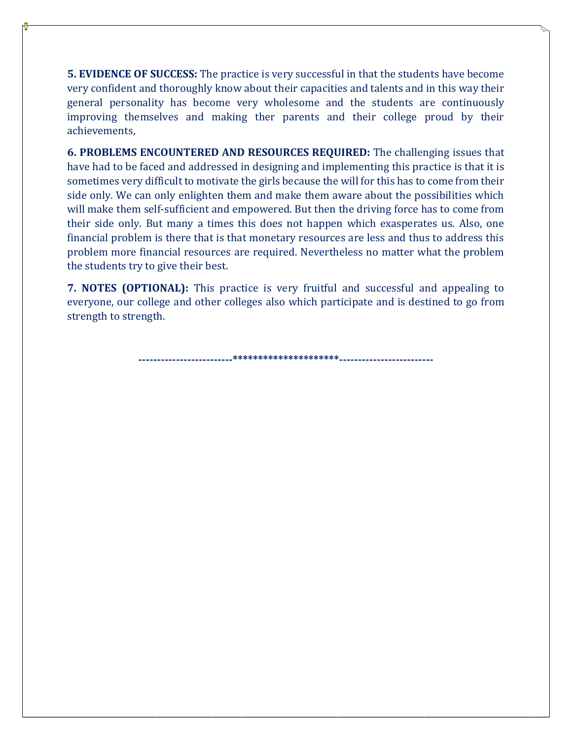**5. EVIDENCE OF SUCCESS:** The practice is very successful in that the students have become very confident and thoroughly know about their capacities and talents and in this way their general personality has become very wholesome and the students are continuously improving themselves and making ther parents and their college proud by their achievements,

**6. PROBLEMS ENCOUNTERED AND RESOURCES REQUIRED:** The challenging issues that have had to be faced and addressed in designing and implementing this practice is that it is sometimes very difficult to motivate the girls because the will for this has to come from their side only. We can only enlighten them and make them aware about the possibilities which will make them self-sufficient and empowered. But then the driving force has to come from their side only. But many a times this does not happen which exasperates us. Also, one financial problem is there that is that monetary resources are less and thus to address this problem more financial resources are required. Nevertheless no matter what the problem the students try to give their best.

**7. NOTES (OPTIONAL):** This practice is very fruitful and successful and appealing to everyone, our college and other colleges also which participate and is destined to go from strength to strength.

**------------------------*********************------------------------**